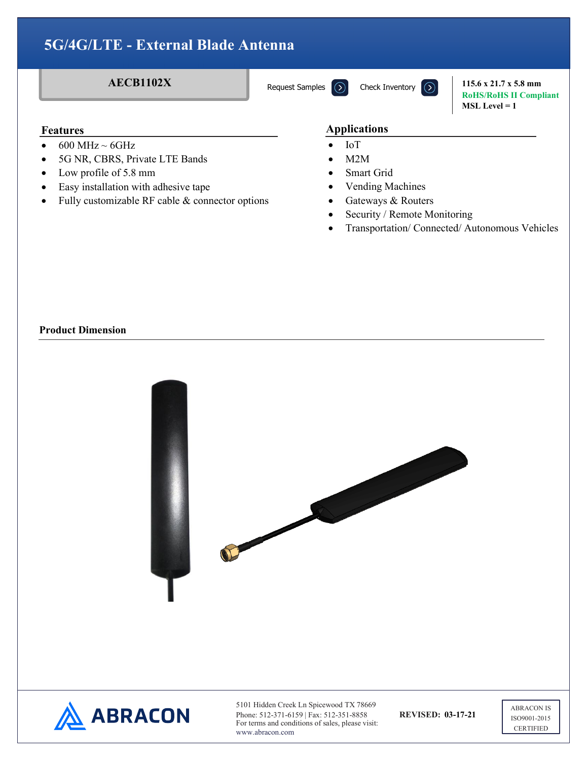# 5G/4G/LTE - External Blade Antenna

**AECB1102X**

Request Samples Check Inventory

**115.6 x 21.7 x 5.8 mm**
**RoHS/RoHS II Compliant**
**MSL Level = 1**

## Features

- 600 MHz ~ 6GHz
- 5G NR, CBRS, Private LTE Bands
- Low profile of 5.8 mm
- Easy installation with adhesive tape
- Fully customizable RF cable & connector options

## Applications

- IoT
- M2M
- Smart Grid
- Vending Machines
- Gateways & Routers
- Security / Remote Monitoring
- Transportation/ Connected/ Autonomous Vehicles

## Product Dimension

ABRACON

5101 Hidden Creek Ln Spicewood TX 78669
Phone: 512-371-6159 | Fax: 512-351-8858
For terms and conditions of sales, please visit: www.abracon.com

**REVISED: 03-17-21**

ABRACON IS ISO9001-2015 CERTIFIED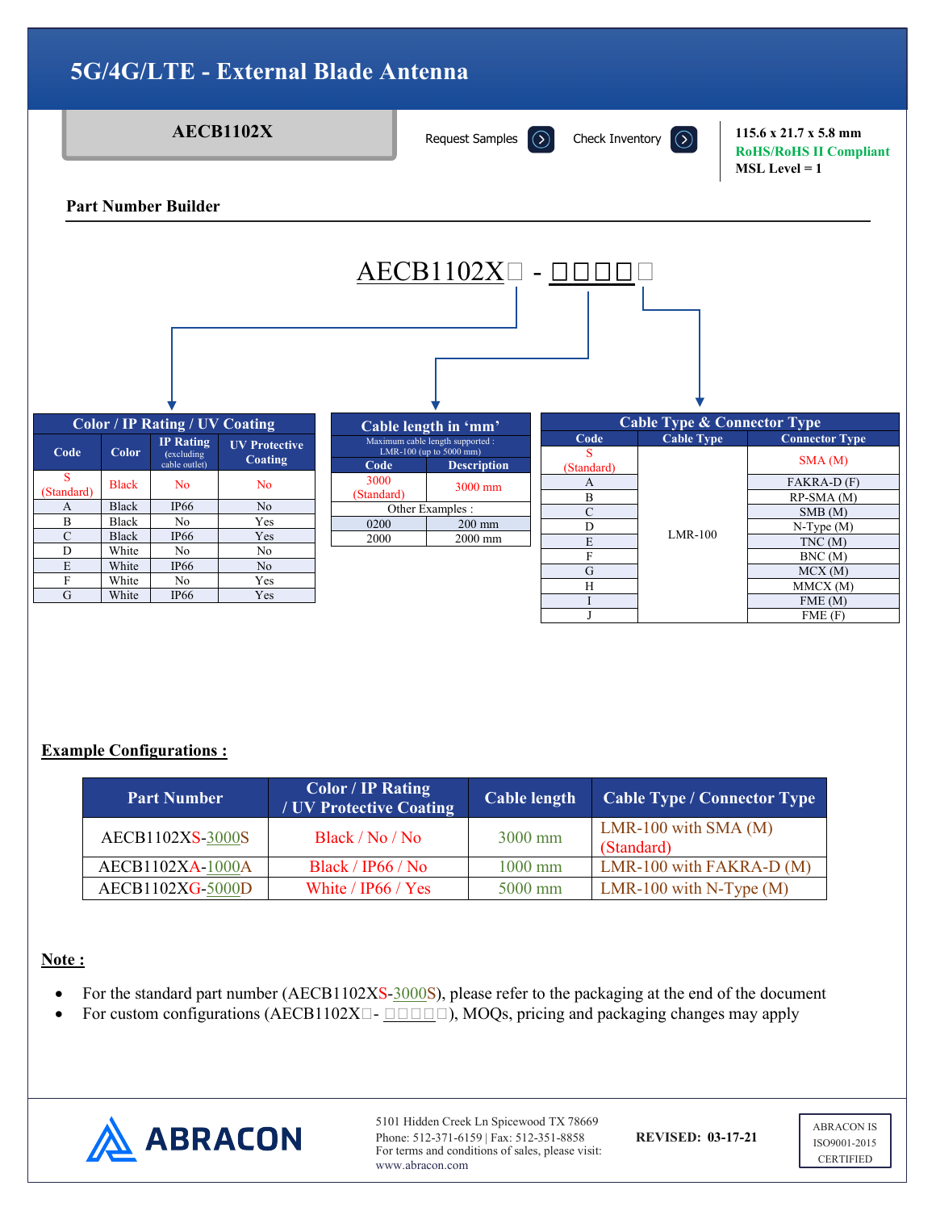# 5G/4G/LTE - External Blade Antenna

**AECB1102X**

Request Samples | Check Inventory

**115.6 x 21.7 x 5.8 mm**
**RoHS/RoHS II Compliant**
**MSL Level = 1**

## Part Number Builder

AECB1102X□ - □□□□□

| Color / IP Rating / UV Coating | | | |
|---|---|---|---|
| **Code** | **Color** | **IP Rating** (excluding cable outlet) | **UV Protective Coating** |
| S (Standard) | Black | No | No |
| A | Black | IP66 | No |
| B | Black | No | Yes |
| C | Black | IP66 | Yes |
| D | White | No | No |
| E | White | IP66 | No |
| F | White | No | Yes |
| G | White | IP66 | Yes |

| Cable length in 'mm' (Maximum cable length supported : LMR-100 (up to 5000 mm)) | |
|---|---|
| **Code** | **Description** |
| 3000 (Standard) | 3000 mm |
| Other Examples : | |
| 0200 | 200 mm |
| 2000 | 2000 mm |

| Cable Type & Connector Type | | |
|---|---|---|
| **Code** | **Cable Type** | **Connector Type** |
| S (Standard) | LMR-100 | SMA (M) |
| A | LMR-100 | FAKRA-D (F) |
| B | LMR-100 | RP-SMA (M) |
| C | LMR-100 | SMB (M) |
| D | LMR-100 | N-Type (M) |
| E | LMR-100 | TNC (M) |
| F | LMR-100 | BNC (M) |
| G | LMR-100 | MCX (M) |
| H | LMR-100 | MMCX (M) |
| I | LMR-100 | FME (M) |
| J | LMR-100 | FME (F) |

## Example Configurations :

| Part Number | Color / IP Rating / UV Protective Coating | Cable length | Cable Type / Connector Type |
|---|---|---|---|
| AECB1102XS-3000S | Black / No / No | 3000 mm | LMR-100 with SMA (M) (Standard) |
| AECB1102XA-1000A | Black / IP66 / No | 1000 mm | LMR-100 with FAKRA-D (M) |
| AECB1102XG-5000D | White / IP66 / Yes | 5000 mm | LMR-100 with N-Type (M) |

## Note :

- For the standard part number (AECB1102XS-3000S), please refer to the packaging at the end of the document
- For custom configurations (AECB1102X□- □□□□□), MOQs, pricing and packaging changes may apply

ABRACON

5101 Hidden Creek Ln Spicewood TX 78669
Phone: 512-371-6159 | Fax: 512-351-8858
For terms and conditions of sales, please visit: www.abracon.com

**REVISED: 03-17-21**

ABRACON IS ISO9001-2015 CERTIFIED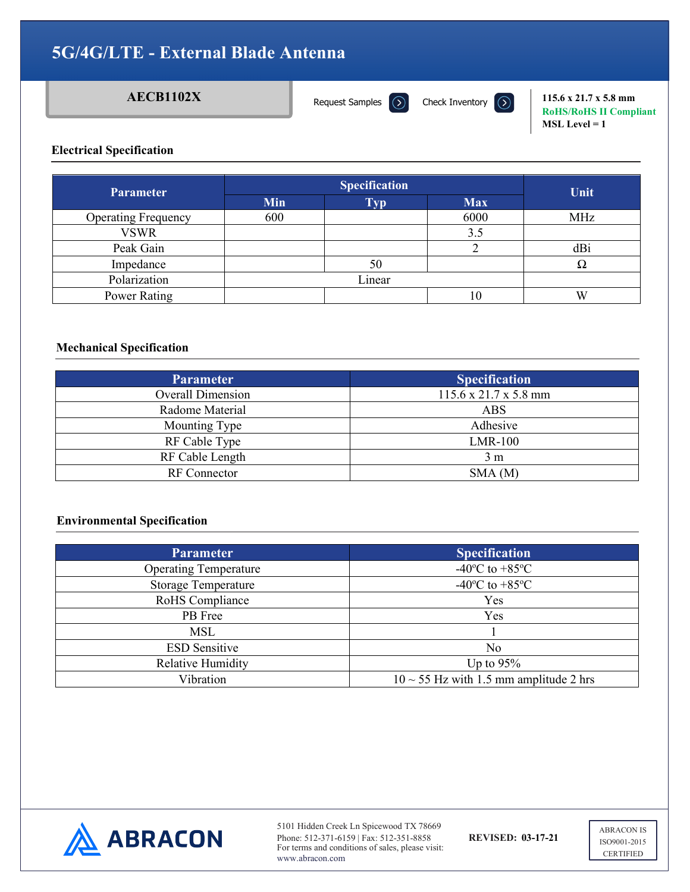# 5G/4G/LTE - External Blade Antenna

**AECB1102X**

Request Samples | Check Inventory

**115.6 x 21.7 x 5.8 mm**
**RoHS/RoHS II Compliant**
**MSL Level = 1**

## Electrical Specification

| Parameter | Specification | | | Unit |
|---|---|---|---|---|
| | Min | Typ | Max | |
| Operating Frequency | 600 | | 6000 | MHz |
| VSWR | | | 3.5 | |
| Peak Gain | | | 2 | dBi |
| Impedance | | 50 | | Ω |
| Polarization | Linear | | | |
| Power Rating | | | 10 | W |

## Mechanical Specification

| Parameter | Specification |
|---|---|
| Overall Dimension | 115.6 x 21.7 x 5.8 mm |
| Radome Material | ABS |
| Mounting Type | Adhesive |
| RF Cable Type | LMR-100 |
| RF Cable Length | 3 m |
| RF Connector | SMA (M) |

## Environmental Specification

| Parameter | Specification |
|---|---|
| Operating Temperature | -40ºC to +85ºC |
| Storage Temperature | -40ºC to +85ºC |
| RoHS Compliance | Yes |
| PB Free | Yes |
| MSL | 1 |
| ESD Sensitive | No |
| Relative Humidity | Up to 95% |
| Vibration | 10 ~ 55 Hz with 1.5 mm amplitude 2 hrs |

ABRACON

5101 Hidden Creek Ln Spicewood TX 78669
Phone: 512-371-6159 | Fax: 512-351-8858
For terms and conditions of sales, please visit:
www.abracon.com

**REVISED: 03-17-21**

ABRACON IS ISO9001-2015 CERTIFIED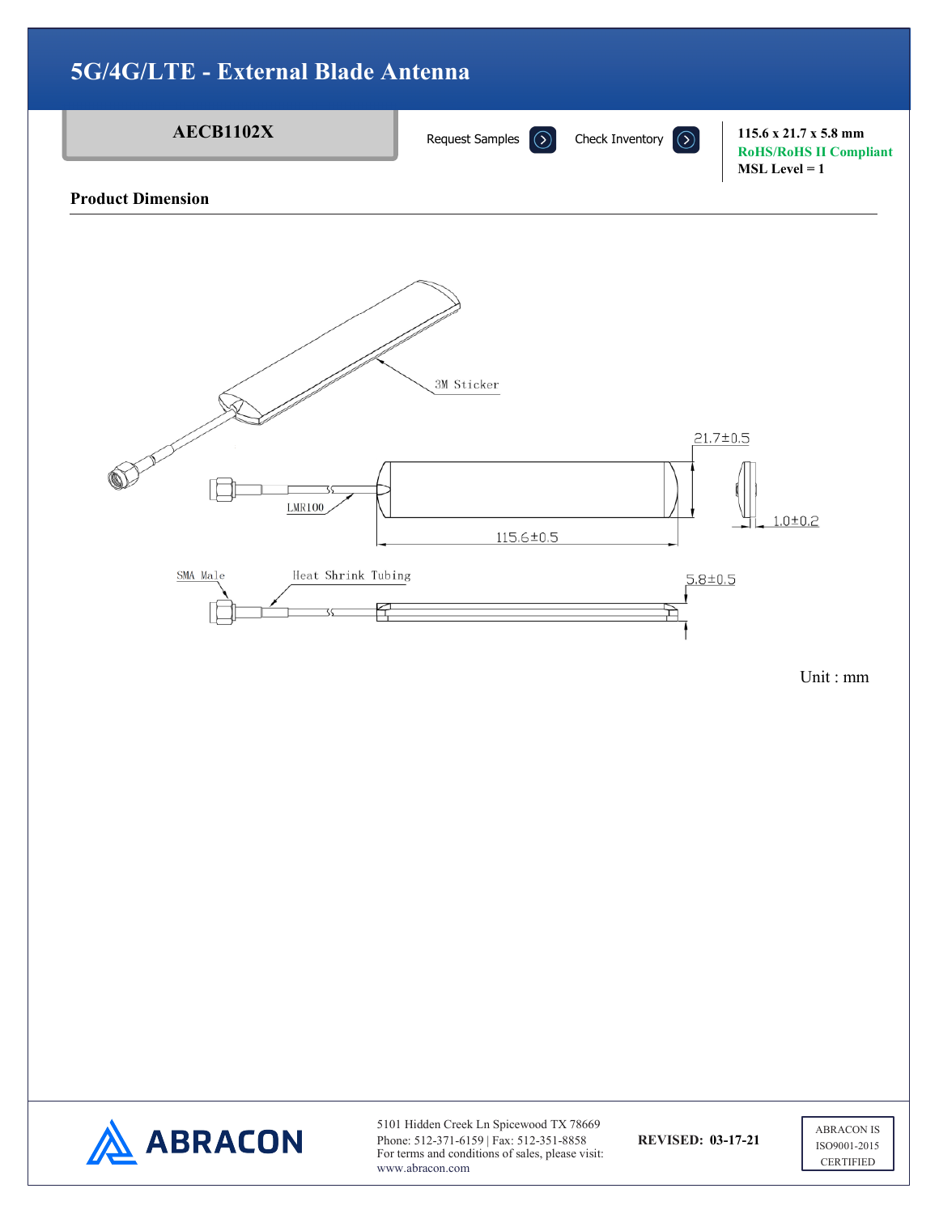# 5G/4G/LTE - External Blade Antenna

**AECB1102X**

Request Samples | Check Inventory

**115.6 x 21.7 x 5.8 mm**
**RoHS/RoHS II Compliant**
**MSL Level = 1**

## Product Dimension

3M Sticker

21.7±0.5

LMR100

115.6±0.5

1.0±0.2

SMA Male

Heat Shrink Tubing

5.8±0.5

Unit : mm

5101 Hidden Creek Ln Spicewood TX 78669
Phone: 512-371-6159 | Fax: 512-351-8858
For terms and conditions of sales, please visit:
www.abracon.com

**REVISED: 03-17-21**

ABRACON IS ISO9001-2015 CERTIFIED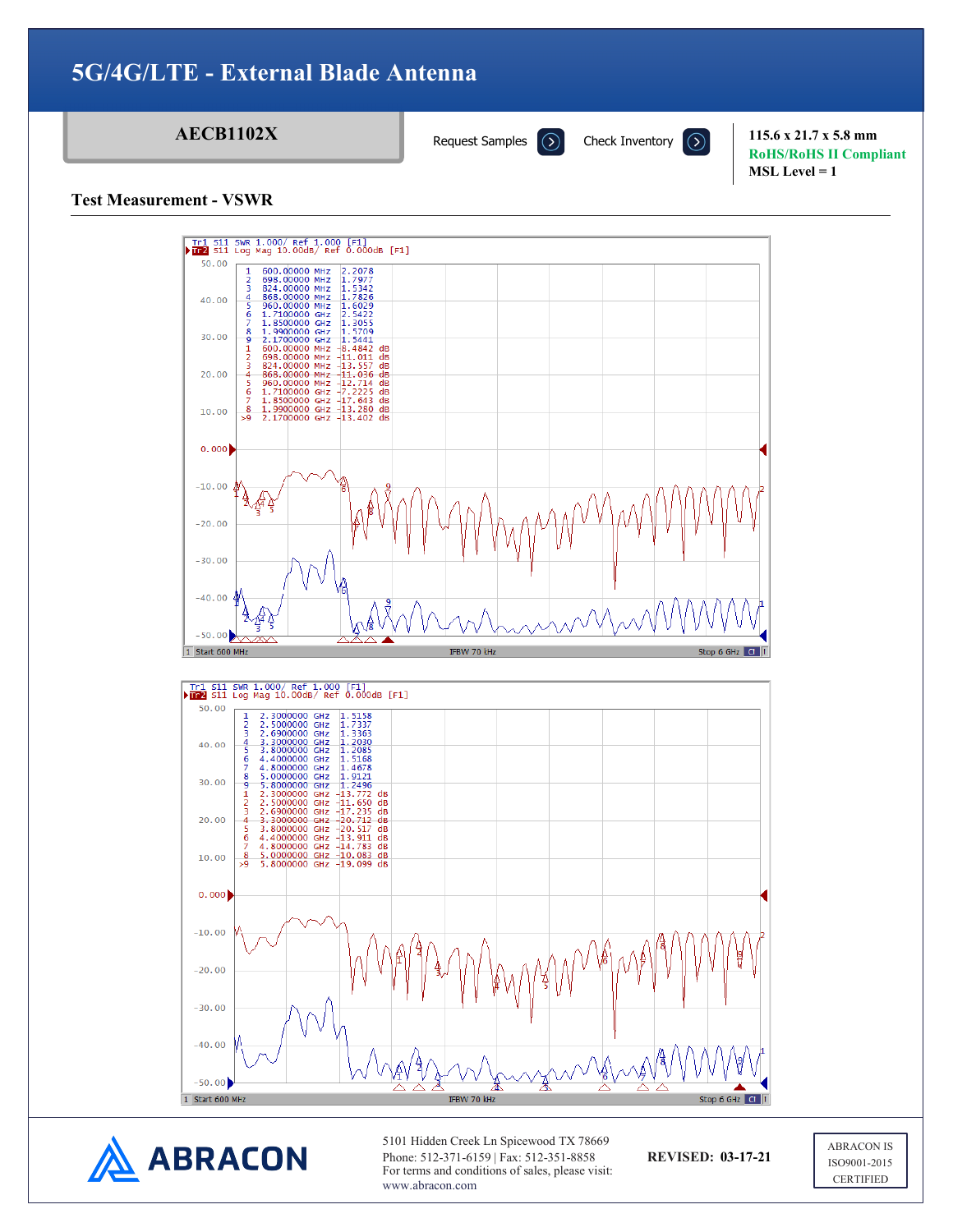# 5G/4G/LTE - External Blade Antenna

**AECB1102X**

Request Samples | Check Inventory

115.6 x 21.7 x 5.8 mm
RoHS/RoHS II Compliant
MSL Level = 1

## Test Measurement - VSWR

Tr1 S11 SWR 1.000/ Ref 1.000 [F1]
Tr2 S11 Log Mag 10.00dB/ Ref 0.000dB [F1]

| Marker | Frequency | SWR |
|---|---|---|
| 1 | 600.00000 MHz | 2.2078 |
| 2 | 698.00000 MHz | 1.7977 |
| 3 | 824.00000 MHz | 1.5342 |
| 4 | 868.00000 MHz | 1.7826 |
| 5 | 960.00000 MHz | 1.6029 |
| 6 | 1.7100000 GHz | 2.5422 |
| 7 | 1.8500000 GHz | 1.3055 |
| 8 | 1.9900000 GHz | 1.5709 |
| 9 | 2.1700000 GHz | 1.5441 |

| Marker | Frequency | Log Mag |
|---|---|---|
| 1 | 600.00000 MHz | -8.4842 dB |
| 2 | 698.00000 MHz | -11.011 dB |
| 3 | 824.00000 MHz | -13.557 dB |
| 4 | 868.00000 MHz | -11.036 dB |
| 5 | 960.00000 MHz | -12.714 dB |
| 6 | 1.7100000 GHz | -7.2225 dB |
| 7 | 1.8500000 GHz | -17.643 dB |
| 8 | 1.9900000 GHz | -13.280 dB |
| >9 | 2.1700000 GHz | -13.402 dB |

Start 600 MHz IFBW 70 kHz Stop 6 GHz

Tr1 S11 SWR 1.000/ Ref 1.000 [F1]
Tr2 S11 Log Mag 10.00dB/ Ref 0.000dB [F1]

| Marker | Frequency | SWR |
|---|---|---|
| 1 | 2.3000000 GHz | 1.5158 |
| 2 | 2.5000000 GHz | 1.7337 |
| 3 | 2.6900000 GHz | 1.3363 |
| 4 | 3.3000000 GHz | 1.2030 |
| 5 | 3.8000000 GHz | 1.2085 |
| 6 | 4.4000000 GHz | 1.5168 |
| 7 | 4.8000000 GHz | 1.4678 |
| 8 | 5.0000000 GHz | 1.9121 |
| 9 | 5.8000000 GHz | 1.2496 |

| Marker | Frequency | Log Mag |
|---|---|---|
| 1 | 2.3000000 GHz | -13.772 dB |
| 2 | 2.5000000 GHz | -11.650 dB |
| 3 | 2.6900000 GHz | -17.235 dB |
| 4 | 3.3000000 GHz | -20.712 dB |
| 5 | 3.8000000 GHz | -20.517 dB |
| 6 | 4.4000000 GHz | -13.911 dB |
| 7 | 4.8000000 GHz | -14.783 dB |
| 8 | 5.0000000 GHz | -10.083 dB |
| >9 | 5.8000000 GHz | -19.099 dB |

Start 600 MHz IFBW 70 kHz Stop 6 GHz

ABRACON

5101 Hidden Creek Ln Spicewood TX 78669
Phone: 512-371-6159 | Fax: 512-351-8858
For terms and conditions of sales, please visit:
www.abracon.com

**REVISED: 03-17-21**

ABRACON IS ISO9001-2015 CERTIFIED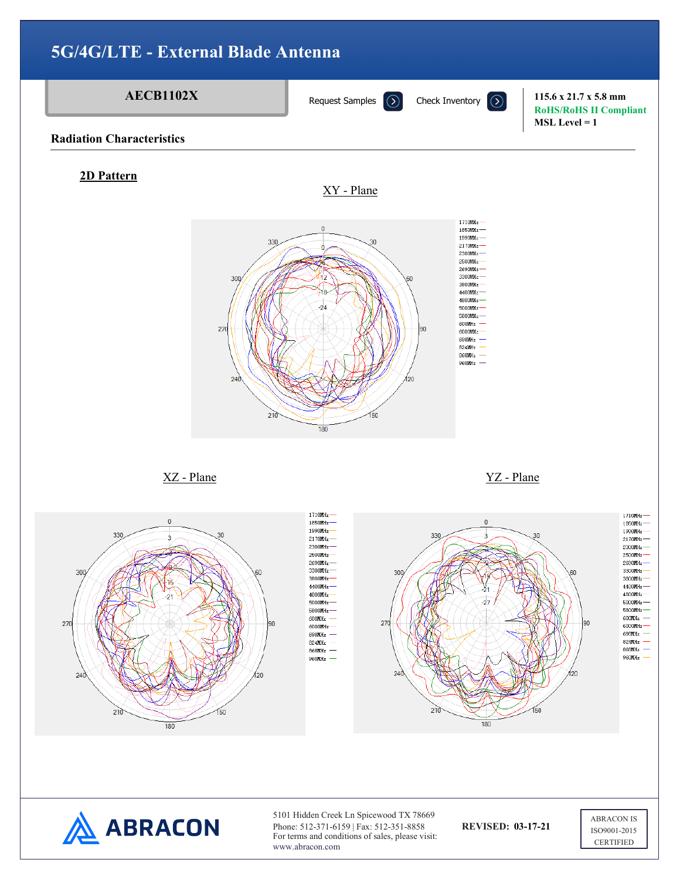# 5G/4G/LTE - External Blade Antenna

**AECB1102X**

Request Samples | Check Inventory

**115.6 x 21.7 x 5.8 mm**
**RoHS/RoHS II Compliant**
**MSL Level = 1**

## Radiation Characteristics

### 2D Pattern

XY - Plane

XZ - Plane

YZ - Plane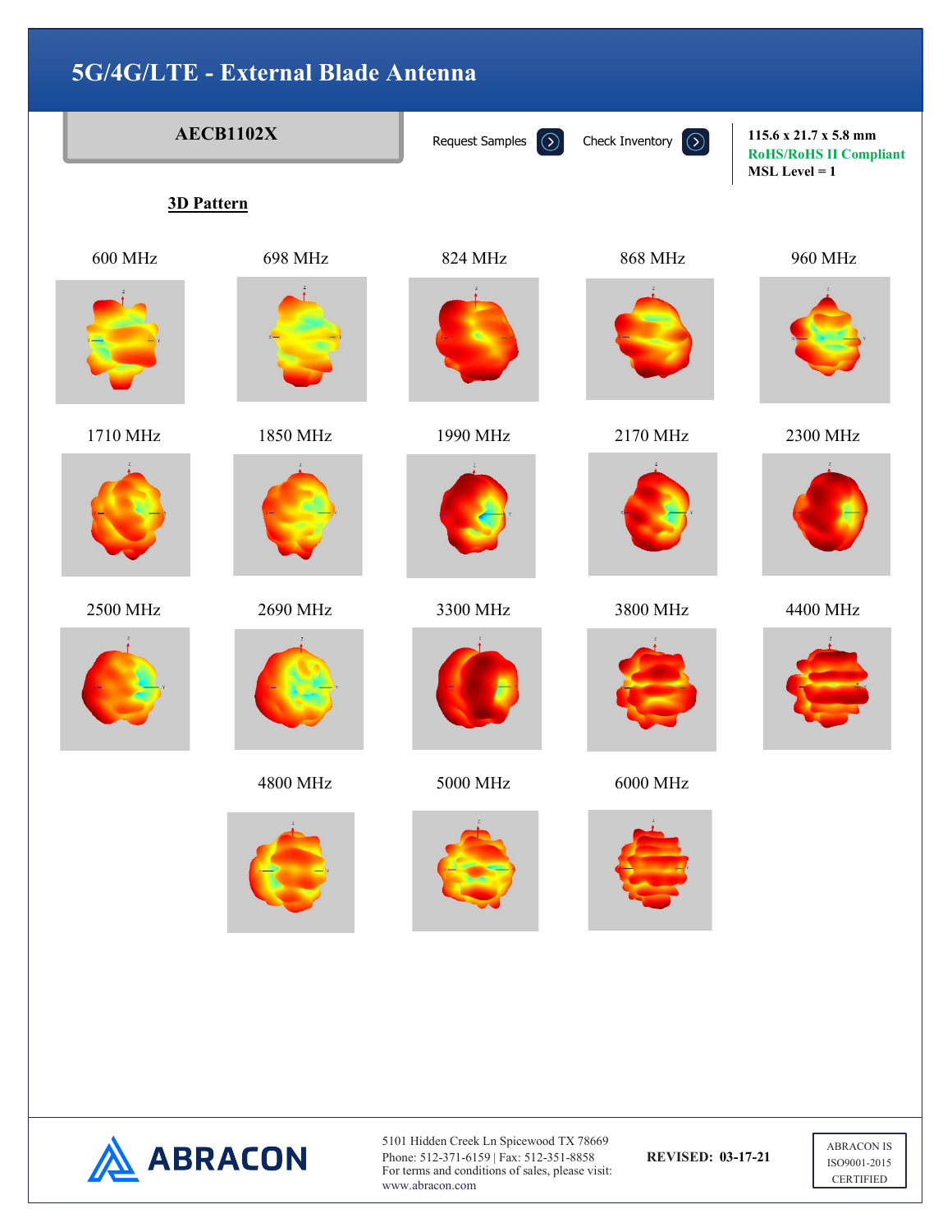# 5G/4G/LTE - External Blade Antenna

**AECB1102X**

Request Samples

Check Inventory

**115.6 x 21.7 x 5.8 mm**
**RoHS/RoHS II Compliant**
**MSL Level = 1**

## 3D Pattern

600 MHz

698 MHz

824 MHz

868 MHz

960 MHz

1710 MHz

1850 MHz

1990 MHz

2170 MHz

2300 MHz

2500 MHz

2690 MHz

3300 MHz

3800 MHz

4400 MHz

4800 MHz

5000 MHz

6000 MHz

ABRACON

5101 Hidden Creek Ln Spicewood TX 78669
Phone: 512-371-6159 | Fax: 512-351-8858
For terms and conditions of sales, please visit:
www.abracon.com

**REVISED: 03-17-21**

ABRACON IS
ISO9001-2015
CERTIFIED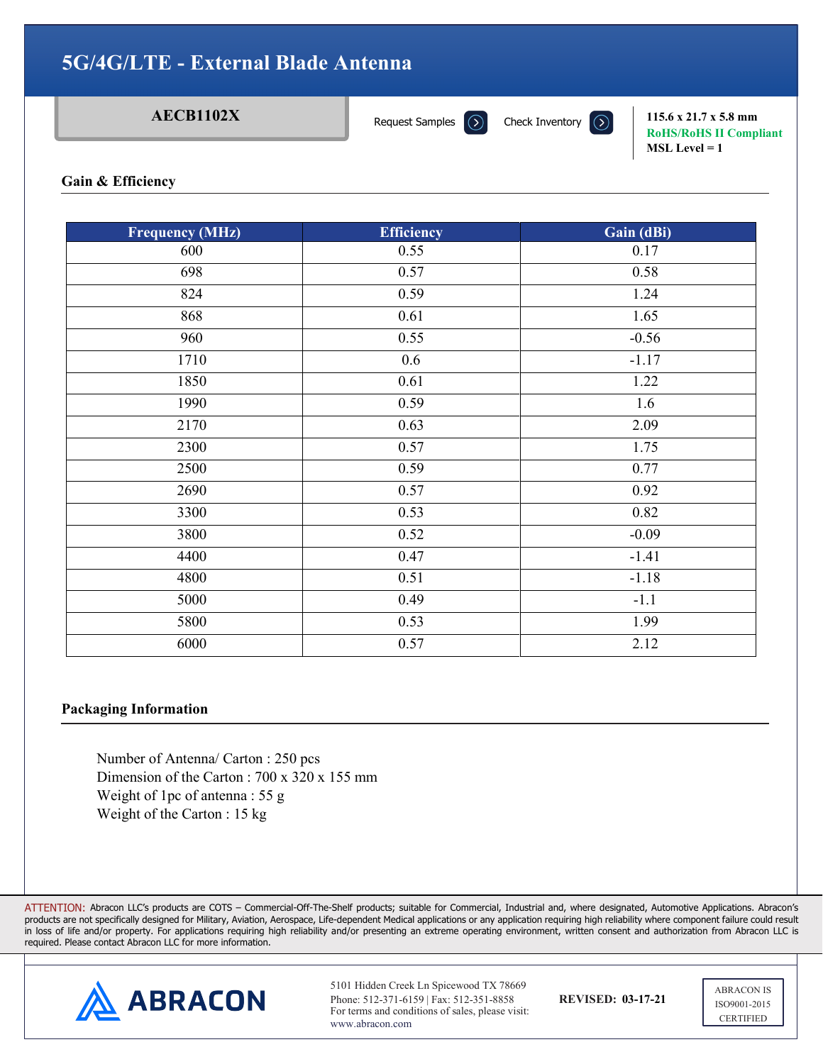# 5G/4G/LTE - External Blade Antenna

**AECB1102X**

Request Samples | Check Inventory

**115.6 x 21.7 x 5.8 mm**
**RoHS/RoHS II Compliant**
**MSL Level = 1**

## Gain & Efficiency

| Frequency (MHz) | Efficiency | Gain (dBi) |
|---|---|---|
| 600 | 0.55 | 0.17 |
| 698 | 0.57 | 0.58 |
| 824 | 0.59 | 1.24 |
| 868 | 0.61 | 1.65 |
| 960 | 0.55 | -0.56 |
| 1710 | 0.6 | -1.17 |
| 1850 | 0.61 | 1.22 |
| 1990 | 0.59 | 1.6 |
| 2170 | 0.63 | 2.09 |
| 2300 | 0.57 | 1.75 |
| 2500 | 0.59 | 0.77 |
| 2690 | 0.57 | 0.92 |
| 3300 | 0.53 | 0.82 |
| 3800 | 0.52 | -0.09 |
| 4400 | 0.47 | -1.41 |
| 4800 | 0.51 | -1.18 |
| 5000 | 0.49 | -1.1 |
| 5800 | 0.53 | 1.99 |
| 6000 | 0.57 | 2.12 |

## Packaging Information

Number of Antenna/ Carton : 250 pcs
Dimension of the Carton : 700 x 320 x 155 mm
Weight of 1pc of antenna : 55 g
Weight of the Carton : 15 kg

ATTENTION: Abracon LLC's products are COTS – Commercial-Off-The-Shelf products; suitable for Commercial, Industrial and, where designated, Automotive Applications. Abracon's products are not specifically designed for Military, Aviation, Aerospace, Life-dependent Medical applications or any application requiring high reliability where component failure could result in loss of life and/or property. For applications requiring high reliability and/or presenting an extreme operating environment, written consent and authorization from Abracon LLC is required. Please contact Abracon LLC for more information.

ABRACON

5101 Hidden Creek Ln Spicewood TX 78669
Phone: 512-371-6159 | Fax: 512-351-8858
For terms and conditions of sales, please visit:
www.abracon.com

**REVISED: 03-17-21**

ABRACON IS ISO9001-2015 CERTIFIED